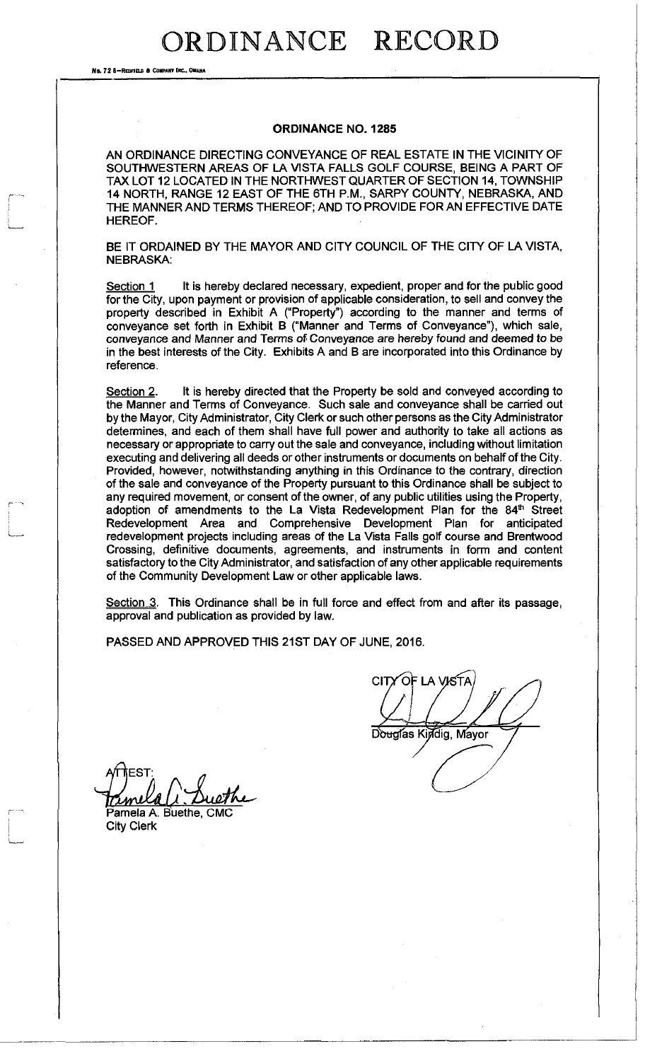# ORDINANCE RECORD

No. 72 8—REDFIELD & COMPANY INC., OMAHA

## ORDINANCE NO. 1285

AN ORDINANCE DIRECTING CONVEYANCE OF REAL ESTATE IN THE VICINITY OF SOUTHWESTERN AREAS OF LA VISTA FALLS GOLF COURSE, BEING A PART OF TAX LOT 12 LOCATED IN THE NORTHWEST QUARTER OF SECTION 14, TOWNSHIP 14 NORTH, RANGE 12 EAST OF THE 6TH P.M., SARPY COUNTY, NEBRASKA, AND THE MANNER AND TERMS THEREOF; AND TO PROVIDE FOR AN EFFECTIVE DATE HEREOF.

BE IT ORDAINED BY THE MAYOR AND CITY COUNCIL OF THE CITY OF LA VISTA, NEBRASKA:

Section 1 It is hereby declared necessary, expedient, proper and for the public good for the City, upon payment or provision of applicable consideration, to sell and convey the property described in Exhibit A ("Property") according to the manner and terms of conveyance set forth in Exhibit B ("Manner and Terms of Conveyance"), which sale, conveyance and Manner and Terms of Conveyance are hereby found and deemed to be in the best interests of the City. Exhibits A and B are incorporated into this Ordinance by reference.

Section 2. It is hereby directed that the Property be sold and conveyed according to the Manner and Terms of Conveyance. Such sale and conveyance shall be carried out by the Mayor, City Administrator, City Clerk or such other persons as the City Administrator determines, and each of them shall have full power and authority to take all actions as necessary or appropriate to carry out the sale and conveyance, including without limitation executing and delivering all deeds or other instruments or documents on behalf of the City. Provided, however, notwithstanding anything in this Ordinance to the contrary, direction of the sale and conveyance of the Property pursuant to this Ordinance shall be subject to any required movement, or consent of the owner, of any public utilities using the Property, adoption of amendments to the La Vista Redevelopment Plan for the 84th Street Redevelopment Area and Comprehensive Development Plan for anticipated redevelopment projects including areas of the La Vista Falls golf course and Brentwood Crossing, definitive documents, agreements, and instruments in form and content satisfactory to the City Administrator, and satisfaction of any other applicable requirements of the Community Development Law or other applicable laws.

Section 3. This Ordinance shall be in full force and effect from and after its passage, approval and publication as provided by law.

PASSED AND APPROVED THIS 21ST DAY OF JUNE, 2016.

CITY OF LA VISTA

Douglas Kindig, Mayor

ATTEST:

Pamela A. Buethe, CMC
City Clerk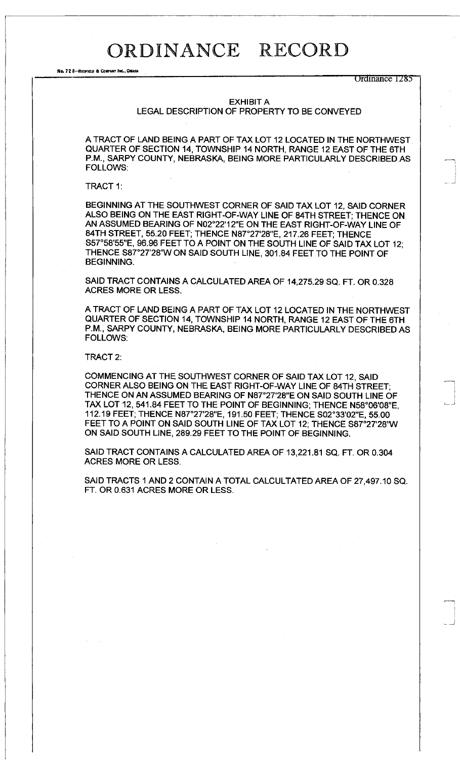# ORDINANCE RECORD

Ordinance 1285

## EXHIBIT A
## LEGAL DESCRIPTION OF PROPERTY TO BE CONVEYED

A TRACT OF LAND BEING A PART OF TAX LOT 12 LOCATED IN THE NORTHWEST QUARTER OF SECTION 14, TOWNSHIP 14 NORTH, RANGE 12 EAST OF THE 6TH P.M., SARPY COUNTY, NEBRASKA, BEING MORE PARTICULARLY DESCRIBED AS FOLLOWS:

TRACT 1:

BEGINNING AT THE SOUTHWEST CORNER OF SAID TAX LOT 12, SAID CORNER ALSO BEING ON THE EAST RIGHT-OF-WAY LINE OF 84TH STREET; THENCE ON AN ASSUMED BEARING OF N02°22'12"E ON THE EAST RIGHT-OF-WAY LINE OF 84TH STREET, 55.20 FEET; THENCE N87°27'28"E, 217.26 FEET; THENCE S57°58'55"E, 96.96 FEET TO A POINT ON THE SOUTH LINE OF SAID TAX LOT 12; THENCE S87°27'28"W ON SAID SOUTH LINE, 301.84 FEET TO THE POINT OF BEGINNING.

SAID TRACT CONTAINS A CALCULATED AREA OF 14,275.29 SQ. FT. OR 0.328 ACRES MORE OR LESS.

A TRACT OF LAND BEING A PART OF TAX LOT 12 LOCATED IN THE NORTHWEST QUARTER OF SECTION 14, TOWNSHIP 14 NORTH, RANGE 12 EAST OF THE 6TH P.M., SARPY COUNTY, NEBRASKA, BEING MORE PARTICULARLY DESCRIBED AS FOLLOWS:

TRACT 2:

COMMENCING AT THE SOUTHWEST CORNER OF SAID TAX LOT 12, SAID CORNER ALSO BEING ON THE EAST RIGHT-OF-WAY LINE OF 84TH STREET; THENCE ON AN ASSUMED BEARING OF N87°27'28"E ON SAID SOUTH LINE OF TAX LOT 12, 541.84 FEET TO THE POINT OF BEGINNING; THENCE N58°06'08"E, 112.19 FEET; THENCE N87°27'28"E, 191.50 FEET; THENCE S02°33'02"E, 55.00 FEET TO A POINT ON SAID SOUTH LINE OF TAX LOT 12; THENCE S87°27'28"W ON SAID SOUTH LINE, 289.29 FEET TO THE POINT OF BEGINNING.

SAID TRACT CONTAINS A CALCULATED AREA OF 13,221.81 SQ. FT. OR 0.304 ACRES MORE OR LESS.

SAID TRACTS 1 AND 2 CONTAIN A TOTAL CALCULTATED AREA OF 27,497.10 SQ. FT. OR 0.631 ACRES MORE OR LESS.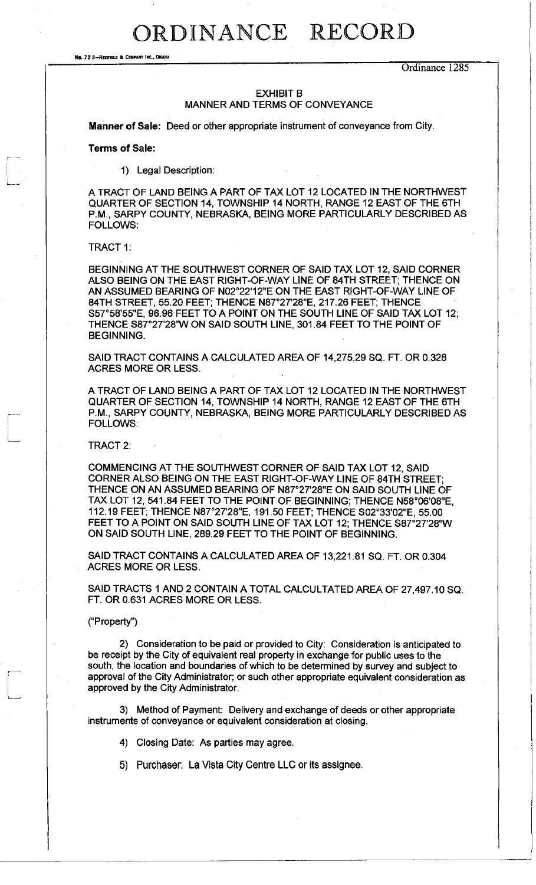Ordinance 1285

## EXHIBIT B
## MANNER AND TERMS OF CONVEYANCE

**Manner of Sale:** Deed or other appropriate instrument of conveyance from City.

**Terms of Sale:**

1) Legal Description:

A TRACT OF LAND BEING A PART OF TAX LOT 12 LOCATED IN THE NORTHWEST QUARTER OF SECTION 14, TOWNSHIP 14 NORTH, RANGE 12 EAST OF THE 6TH P.M., SARPY COUNTY, NEBRASKA, BEING MORE PARTICULARLY DESCRIBED AS FOLLOWS:

TRACT 1:

BEGINNING AT THE SOUTHWEST CORNER OF SAID TAX LOT 12, SAID CORNER ALSO BEING ON THE EAST RIGHT-OF-WAY LINE OF 84TH STREET; THENCE ON AN ASSUMED BEARING OF N02°22'12"E ON THE EAST RIGHT-OF-WAY LINE OF 84TH STREET, 55.20 FEET; THENCE N87°27'28"E, 217.26 FEET; THENCE S57°58'55"E, 96.96 FEET TO A POINT ON THE SOUTH LINE OF SAID TAX LOT 12; THENCE S87°27'28"W ON SAID SOUTH LINE, 301.84 FEET TO THE POINT OF BEGINNING.

SAID TRACT CONTAINS A CALCULATED AREA OF 14,275.29 SQ. FT. OR 0.328 ACRES MORE OR LESS.

A TRACT OF LAND BEING A PART OF TAX LOT 12 LOCATED IN THE NORTHWEST QUARTER OF SECTION 14, TOWNSHIP 14 NORTH, RANGE 12 EAST OF THE 6TH P.M., SARPY COUNTY, NEBRASKA, BEING MORE PARTICULARLY DESCRIBED AS FOLLOWS:

TRACT 2:

COMMENCING AT THE SOUTHWEST CORNER OF SAID TAX LOT 12, SAID CORNER ALSO BEING ON THE EAST RIGHT-OF-WAY LINE OF 84TH STREET; THENCE ON AN ASSUMED BEARING OF N87°27'28"E ON SAID SOUTH LINE OF TAX LOT 12, 541.84 FEET TO THE POINT OF BEGINNING; THENCE N58°06'08"E, 112.19 FEET; THENCE N87°27'28"E, 191.50 FEET; THENCE S02°33'02"E, 55.00 FEET TO A POINT ON SAID SOUTH LINE OF TAX LOT 12; THENCE S87°27'28"W ON SAID SOUTH LINE, 289.29 FEET TO THE POINT OF BEGINNING.

SAID TRACT CONTAINS A CALCULATED AREA OF 13,221.81 SQ. FT. OR 0.304 ACRES MORE OR LESS.

SAID TRACTS 1 AND 2 CONTAIN A TOTAL CALCULTATED AREA OF 27,497.10 SQ. FT. OR 0.631 ACRES MORE OR LESS.

("Property")

2) Consideration to be paid or provided to City: Consideration is anticipated to be receipt by the City of equivalent real property in exchange for public uses to the south, the location and boundaries of which to be determined by survey and subject to approval of the City Administrator; or such other appropriate equivalent consideration as approved by the City Administrator.

3) Method of Payment: Delivery and exchange of deeds or other appropriate instruments of conveyance or equivalent consideration at closing.

4) Closing Date: As parties may agree.

5) Purchaser: La Vista City Centre LLC or its assignee.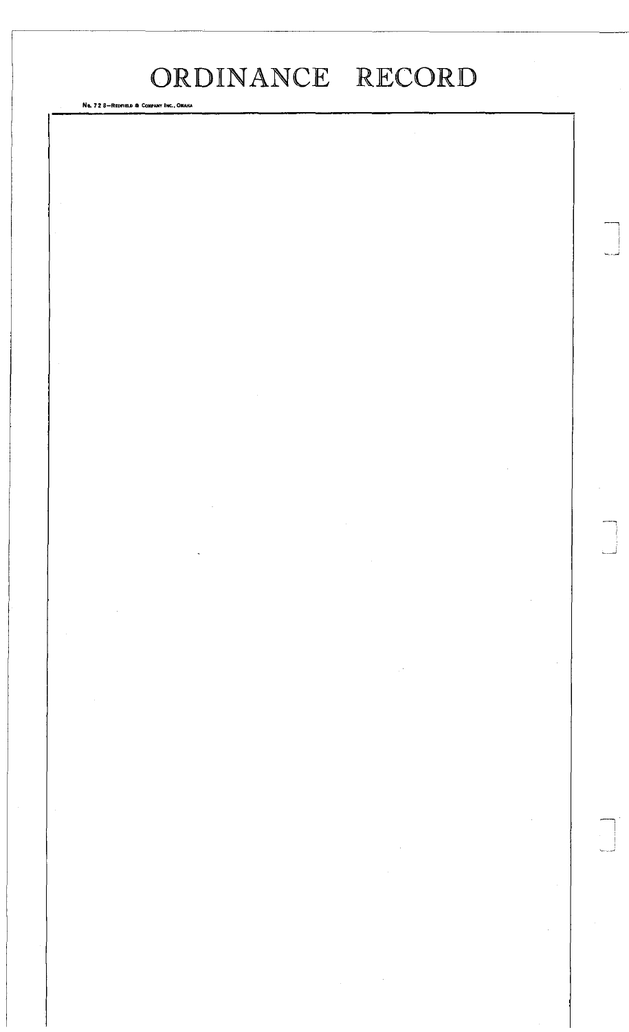# ORDINANCE RECORD

No. 72 8—Redfield & Company Inc., Omaha